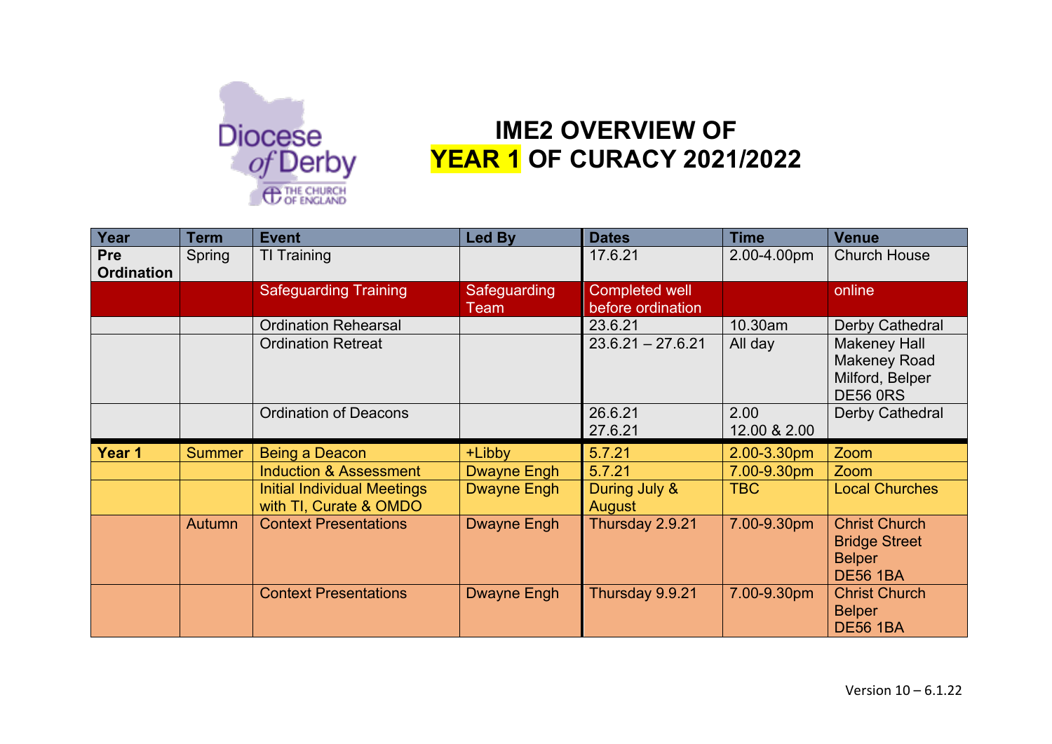# IME2 OVERVIEW OF YEAR 1 OF CURACY 2021/2022

| Year | Term | Event | Led By | Dates | Time | Venue |
|---|---|---|---|---|---|---|
| **Pre Ordination** | Spring | TI Training | | 17.6.21 | 2.00-4.00pm | Church House |
| | | Safeguarding Training | Safeguarding Team | Completed well before ordination | | online |
| | | Ordination Rehearsal | | 23.6.21 | 10.30am | Derby Cathedral |
| | | Ordination Retreat | | 23.6.21 – 27.6.21 | All day | Makeney Hall Makeney Road Milford, Belper DE56 0RS |
| | | Ordination of Deacons | | 26.6.21 27.6.21 | 2.00 12.00 & 2.00 | Derby Cathedral |
| **Year 1** | Summer | Being a Deacon | +Libby | 5.7.21 | 2.00-3.30pm | Zoom |
| | | Induction & Assessment | Dwayne Engh | 5.7.21 | 7.00-9.30pm | Zoom |
| | | Initial Individual Meetings with TI, Curate & OMDO | Dwayne Engh | During July & August | TBC | Local Churches |
| | Autumn | Context Presentations | Dwayne Engh | Thursday 2.9.21 | 7.00-9.30pm | Christ Church Bridge Street Belper DE56 1BA |
| | | Context Presentations | Dwayne Engh | Thursday 9.9.21 | 7.00-9.30pm | Christ Church Belper DE56 1BA |

Version 10 – 6.1.22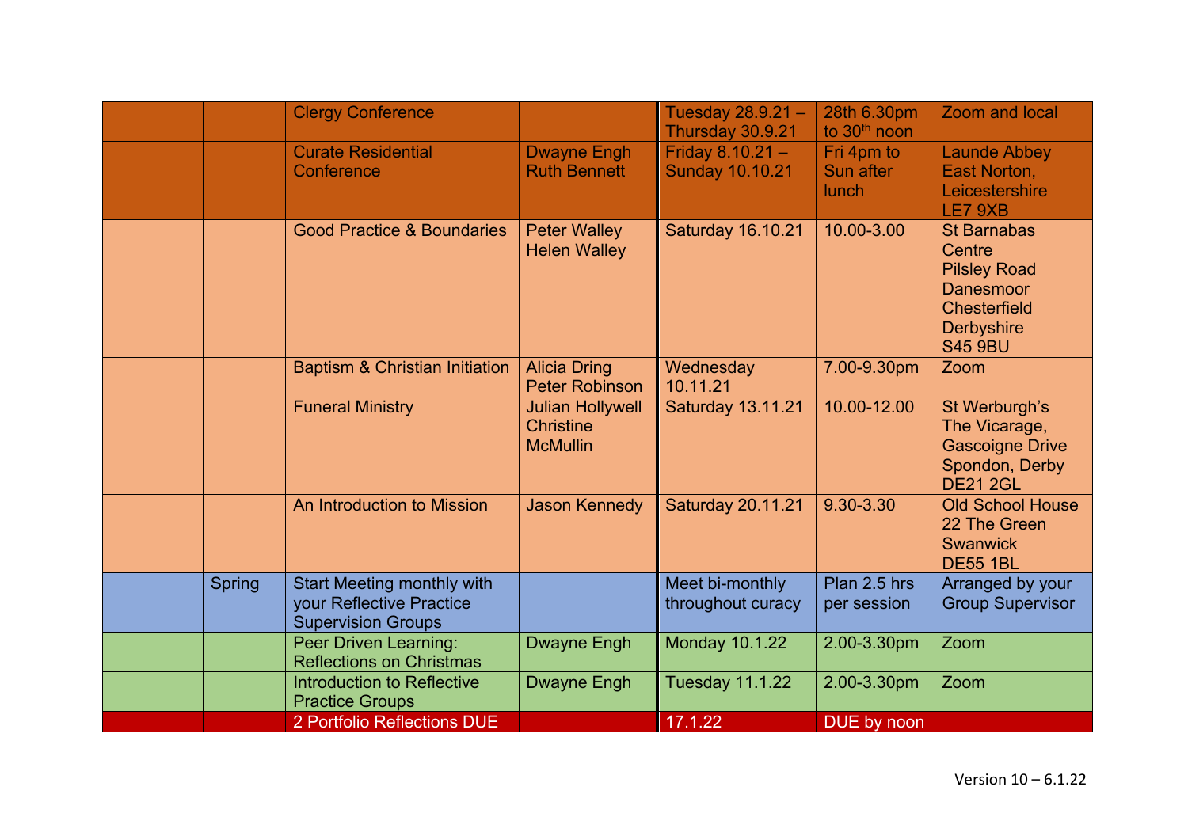| | | | | | | |
|---|---|---|---|---|---|---|
| | | Clergy Conference | | Tuesday 28.9.21 – Thursday 30.9.21 | 28th 6.30pm to 30th noon | Zoom and local |
| | | Curate Residential Conference | Dwayne Engh Ruth Bennett | Friday 8.10.21 – Sunday 10.10.21 | Fri 4pm to Sun after lunch | Launde Abbey East Norton, Leicestershire LE7 9XB |
| | | Good Practice & Boundaries | Peter Walley Helen Walley | Saturday 16.10.21 | 10.00-3.00 | St Barnabas Centre Pilsley Road Danesmoor Chesterfield Derbyshire S45 9BU |
| | | Baptism & Christian Initiation | Alicia Dring Peter Robinson | Wednesday 10.11.21 | 7.00-9.30pm | Zoom |
| | | Funeral Ministry | Julian Hollywell Christine McMullin | Saturday 13.11.21 | 10.00-12.00 | St Werburgh's The Vicarage, Gascoigne Drive Spondon, Derby DE21 2GL |
| | | An Introduction to Mission | Jason Kennedy | Saturday 20.11.21 | 9.30-3.30 | Old School House 22 The Green Swanwick DE55 1BL |
| | Spring | Start Meeting monthly with your Reflective Practice Supervision Groups | | Meet bi-monthly throughout curacy | Plan 2.5 hrs per session | Arranged by your Group Supervisor |
| | | Peer Driven Learning: Reflections on Christmas | Dwayne Engh | Monday 10.1.22 | 2.00-3.30pm | Zoom |
| | | Introduction to Reflective Practice Groups | Dwayne Engh | Tuesday 11.1.22 | 2.00-3.30pm | Zoom |
| | | 2 Portfolio Reflections DUE | | 17.1.22 | DUE by noon | |

Version 10 – 6.1.22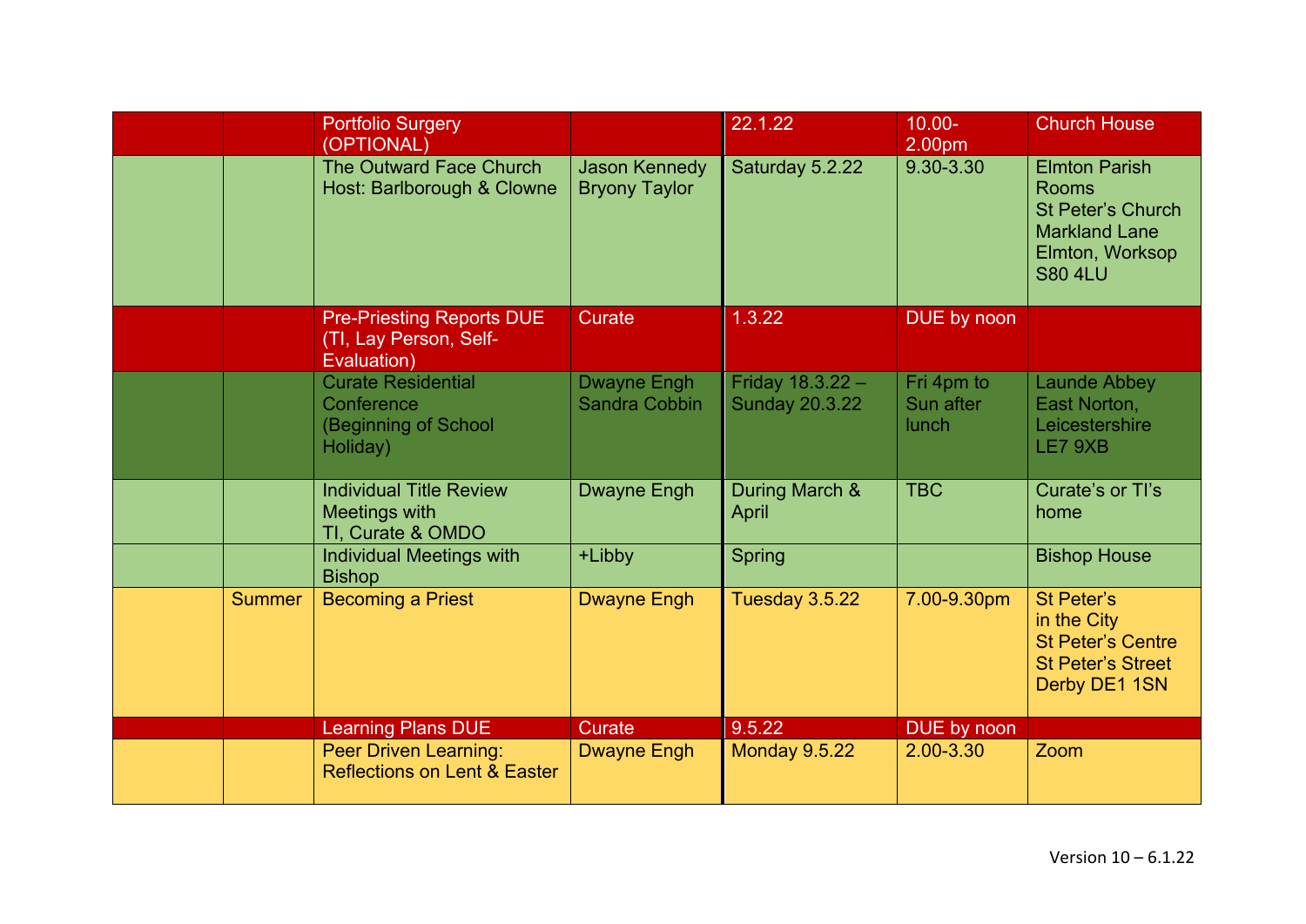| | | | | | | |
|---|---|---|---|---|---|---|
| | | Portfolio Surgery (OPTIONAL) | | 22.1.22 | 10.00-2.00pm | Church House |
| | | The Outward Face Church Host: Barlborough & Clowne | Jason Kennedy Bryony Taylor | Saturday 5.2.22 | 9.30-3.30 | Elmton Parish Rooms St Peter's Church Markland Lane Elmton, Worksop S80 4LU |
| | | Pre-Priesting Reports DUE (TI, Lay Person, Self-Evaluation) | Curate | 1.3.22 | DUE by noon | |
| | | Curate Residential Conference (Beginning of School Holiday) | Dwayne Engh Sandra Cobbin | Friday 18.3.22 – Sunday 20.3.22 | Fri 4pm to Sun after lunch | Launde Abbey East Norton, Leicestershire LE7 9XB |
| | | Individual Title Review Meetings with TI, Curate & OMDO | Dwayne Engh | During March & April | TBC | Curate's or TI's home |
| | | Individual Meetings with Bishop | +Libby | Spring | | Bishop House |
| | Summer | Becoming a Priest | Dwayne Engh | Tuesday 3.5.22 | 7.00-9.30pm | St Peter's in the City St Peter's Centre St Peter's Street Derby DE1 1SN |
| | | Learning Plans DUE | Curate | 9.5.22 | DUE by noon | |
| | | Peer Driven Learning: Reflections on Lent & Easter | Dwayne Engh | Monday 9.5.22 | 2.00-3.30 | Zoom |

Version 10 – 6.1.22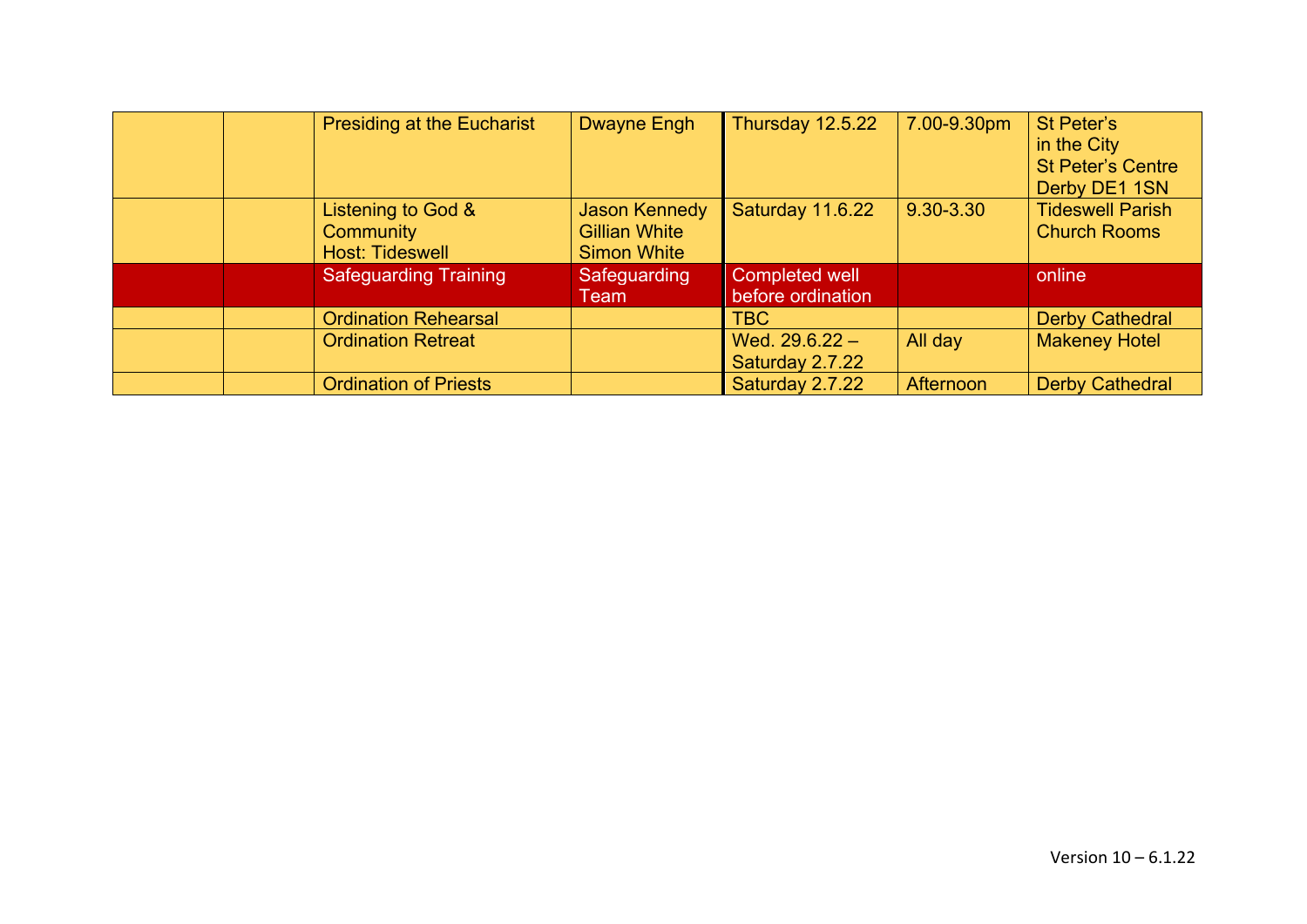| | | | | | | |
|---|---|---|---|---|---|---|
| | | Presiding at the Eucharist | Dwayne Engh | Thursday 12.5.22 | 7.00-9.30pm | St Peter's in the City St Peter's Centre Derby DE1 1SN |
| | | Listening to God & Community Host: Tideswell | Jason Kennedy Gillian White Simon White | Saturday 11.6.22 | 9.30-3.30 | Tideswell Parish Church Rooms |
| | | Safeguarding Training | Safeguarding Team | Completed well before ordination | | online |
| | | Ordination Rehearsal | | TBC | | Derby Cathedral |
| | | Ordination Retreat | | Wed. 29.6.22 – Saturday 2.7.22 | All day | Makeney Hotel |
| | | Ordination of Priests | | Saturday 2.7.22 | Afternoon | Derby Cathedral |

Version 10 – 6.1.22